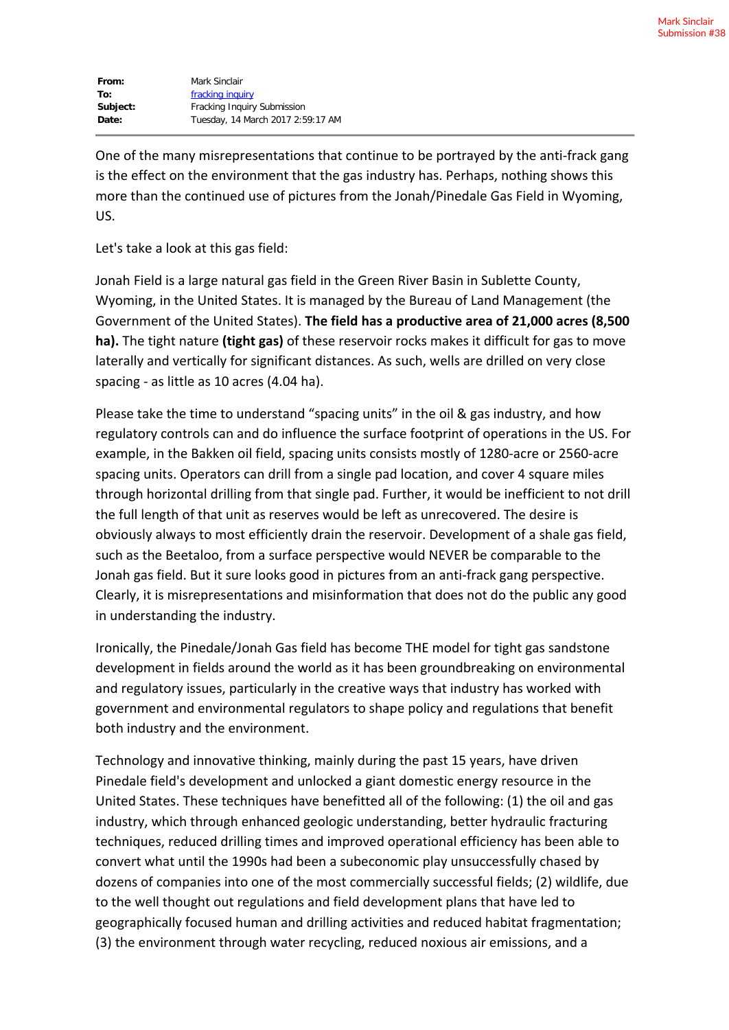| | |
|---|---|
| **From:** | Mark Sinclair |
| **To:** | fracking inquiry |
| **Subject:** | Fracking Inquiry Submission |
| **Date:** | Tuesday, 14 March 2017 2:59:17 AM |

---

One of the many misrepresentations that continue to be portrayed by the anti-frack gang is the effect on the environment that the gas industry has. Perhaps, nothing shows this more than the continued use of pictures from the Jonah/Pinedale Gas Field in Wyoming, US.

Let's take a look at this gas field:

Jonah Field is a large natural gas field in the Green River Basin in Sublette County, Wyoming, in the United States. It is managed by the Bureau of Land Management (the Government of the United States). **The field has a productive area of 21,000 acres (8,500 ha).** The tight nature **(tight gas)** of these reservoir rocks makes it difficult for gas to move laterally and vertically for significant distances. As such, wells are drilled on very close spacing - as little as 10 acres (4.04 ha).

Please take the time to understand "spacing units" in the oil & gas industry, and how regulatory controls can and do influence the surface footprint of operations in the US. For example, in the Bakken oil field, spacing units consists mostly of 1280-acre or 2560-acre spacing units. Operators can drill from a single pad location, and cover 4 square miles through horizontal drilling from that single pad. Further, it would be inefficient to not drill the full length of that unit as reserves would be left as unrecovered. The desire is obviously always to most efficiently drain the reservoir. Development of a shale gas field, such as the Beetaloo, from a surface perspective would NEVER be comparable to the Jonah gas field. But it sure looks good in pictures from an anti-frack gang perspective. Clearly, it is misrepresentations and misinformation that does not do the public any good in understanding the industry.

Ironically, the Pinedale/Jonah Gas field has become THE model for tight gas sandstone development in fields around the world as it has been groundbreaking on environmental and regulatory issues, particularly in the creative ways that industry has worked with government and environmental regulators to shape policy and regulations that benefit both industry and the environment.

Technology and innovative thinking, mainly during the past 15 years, have driven Pinedale field's development and unlocked a giant domestic energy resource in the United States. These techniques have benefitted all of the following: (1) the oil and gas industry, which through enhanced geologic understanding, better hydraulic fracturing techniques, reduced drilling times and improved operational efficiency has been able to convert what until the 1990s had been a subeconomic play unsuccessfully chased by dozens of companies into one of the most commercially successful fields; (2) wildlife, due to the well thought out regulations and field development plans that have led to geographically focused human and drilling activities and reduced habitat fragmentation; (3) the environment through water recycling, reduced noxious air emissions, and a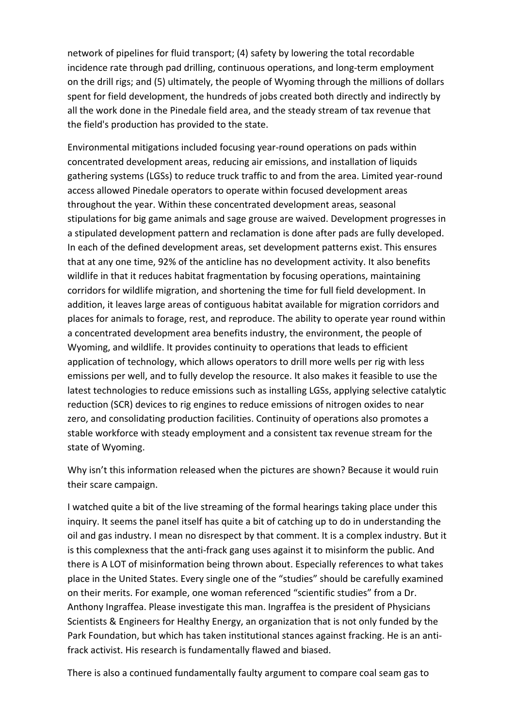network of pipelines for fluid transport; (4) safety by lowering the total recordable incidence rate through pad drilling, continuous operations, and long-term employment on the drill rigs; and (5) ultimately, the people of Wyoming through the millions of dollars spent for field development, the hundreds of jobs created both directly and indirectly by all the work done in the Pinedale field area, and the steady stream of tax revenue that the field's production has provided to the state.

Environmental mitigations included focusing year-round operations on pads within concentrated development areas, reducing air emissions, and installation of liquids gathering systems (LGSs) to reduce truck traffic to and from the area. Limited year-round access allowed Pinedale operators to operate within focused development areas throughout the year. Within these concentrated development areas, seasonal stipulations for big game animals and sage grouse are waived. Development progresses in a stipulated development pattern and reclamation is done after pads are fully developed. In each of the defined development areas, set development patterns exist. This ensures that at any one time, 92% of the anticline has no development activity. It also benefits wildlife in that it reduces habitat fragmentation by focusing operations, maintaining corridors for wildlife migration, and shortening the time for full field development. In addition, it leaves large areas of contiguous habitat available for migration corridors and places for animals to forage, rest, and reproduce. The ability to operate year round within a concentrated development area benefits industry, the environment, the people of Wyoming, and wildlife. It provides continuity to operations that leads to efficient application of technology, which allows operators to drill more wells per rig with less emissions per well, and to fully develop the resource. It also makes it feasible to use the latest technologies to reduce emissions such as installing LGSs, applying selective catalytic reduction (SCR) devices to rig engines to reduce emissions of nitrogen oxides to near zero, and consolidating production facilities. Continuity of operations also promotes a stable workforce with steady employment and a consistent tax revenue stream for the state of Wyoming.

Why isn't this information released when the pictures are shown? Because it would ruin their scare campaign.

I watched quite a bit of the live streaming of the formal hearings taking place under this inquiry. It seems the panel itself has quite a bit of catching up to do in understanding the oil and gas industry. I mean no disrespect by that comment. It is a complex industry. But it is this complexness that the anti-frack gang uses against it to misinform the public. And there is A LOT of misinformation being thrown about. Especially references to what takes place in the United States. Every single one of the "studies" should be carefully examined on their merits. For example, one woman referenced "scientific studies" from a Dr. Anthony Ingraffea. Please investigate this man. Ingraffea is the president of Physicians Scientists & Engineers for Healthy Energy, an organization that is not only funded by the Park Foundation, but which has taken institutional stances against fracking. He is an anti-frack activist. His research is fundamentally flawed and biased.

There is also a continued fundamentally faulty argument to compare coal seam gas to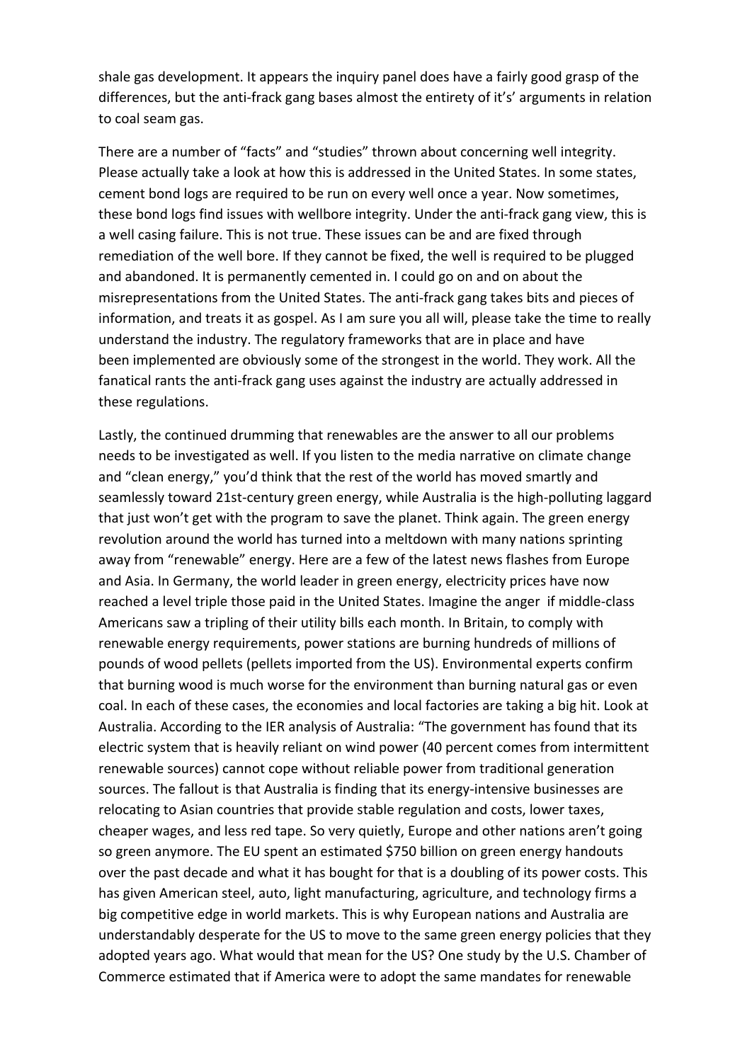shale gas development. It appears the inquiry panel does have a fairly good grasp of the differences, but the anti-frack gang bases almost the entirety of it's' arguments in relation to coal seam gas.

There are a number of "facts" and "studies" thrown about concerning well integrity. Please actually take a look at how this is addressed in the United States. In some states, cement bond logs are required to be run on every well once a year. Now sometimes, these bond logs find issues with wellbore integrity. Under the anti-frack gang view, this is a well casing failure. This is not true. These issues can be and are fixed through remediation of the well bore. If they cannot be fixed, the well is required to be plugged and abandoned. It is permanently cemented in. I could go on and on about the misrepresentations from the United States. The anti-frack gang takes bits and pieces of information, and treats it as gospel. As I am sure you all will, please take the time to really understand the industry. The regulatory frameworks that are in place and have been implemented are obviously some of the strongest in the world. They work. All the fanatical rants the anti-frack gang uses against the industry are actually addressed in these regulations.

Lastly, the continued drumming that renewables are the answer to all our problems needs to be investigated as well. If you listen to the media narrative on climate change and "clean energy," you'd think that the rest of the world has moved smartly and seamlessly toward 21st-century green energy, while Australia is the high-polluting laggard that just won't get with the program to save the planet. Think again. The green energy revolution around the world has turned into a meltdown with many nations sprinting away from "renewable" energy. Here are a few of the latest news flashes from Europe and Asia. In Germany, the world leader in green energy, electricity prices have now reached a level triple those paid in the United States. Imagine the anger if middle-class Americans saw a tripling of their utility bills each month. In Britain, to comply with renewable energy requirements, power stations are burning hundreds of millions of pounds of wood pellets (pellets imported from the US). Environmental experts confirm that burning wood is much worse for the environment than burning natural gas or even coal. In each of these cases, the economies and local factories are taking a big hit. Look at Australia. According to the IER analysis of Australia: "The government has found that its electric system that is heavily reliant on wind power (40 percent comes from intermittent renewable sources) cannot cope without reliable power from traditional generation sources. The fallout is that Australia is finding that its energy-intensive businesses are relocating to Asian countries that provide stable regulation and costs, lower taxes, cheaper wages, and less red tape. So very quietly, Europe and other nations aren't going so green anymore. The EU spent an estimated $750 billion on green energy handouts over the past decade and what it has bought for that is a doubling of its power costs. This has given American steel, auto, light manufacturing, agriculture, and technology firms a big competitive edge in world markets. This is why European nations and Australia are understandably desperate for the US to move to the same green energy policies that they adopted years ago. What would that mean for the US? One study by the U.S. Chamber of Commerce estimated that if America were to adopt the same mandates for renewable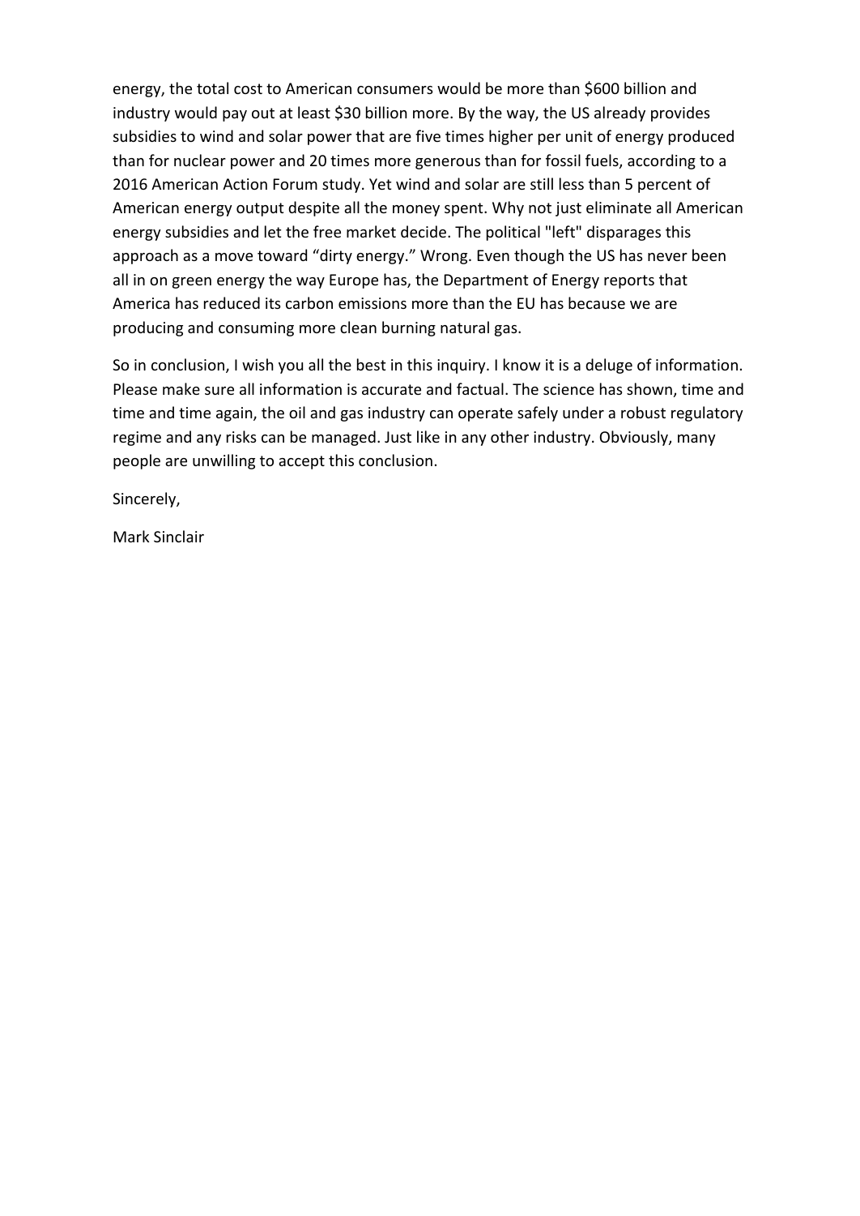energy, the total cost to American consumers would be more than $600 billion and industry would pay out at least $30 billion more. By the way, the US already provides subsidies to wind and solar power that are five times higher per unit of energy produced than for nuclear power and 20 times more generous than for fossil fuels, according to a 2016 American Action Forum study. Yet wind and solar are still less than 5 percent of American energy output despite all the money spent. Why not just eliminate all American energy subsidies and let the free market decide. The political "left" disparages this approach as a move toward “dirty energy.” Wrong. Even though the US has never been all in on green energy the way Europe has, the Department of Energy reports that America has reduced its carbon emissions more than the EU has because we are producing and consuming more clean burning natural gas.

So in conclusion, I wish you all the best in this inquiry. I know it is a deluge of information. Please make sure all information is accurate and factual. The science has shown, time and time and time again, the oil and gas industry can operate safely under a robust regulatory regime and any risks can be managed. Just like in any other industry. Obviously, many people are unwilling to accept this conclusion.

Sincerely,

Mark Sinclair